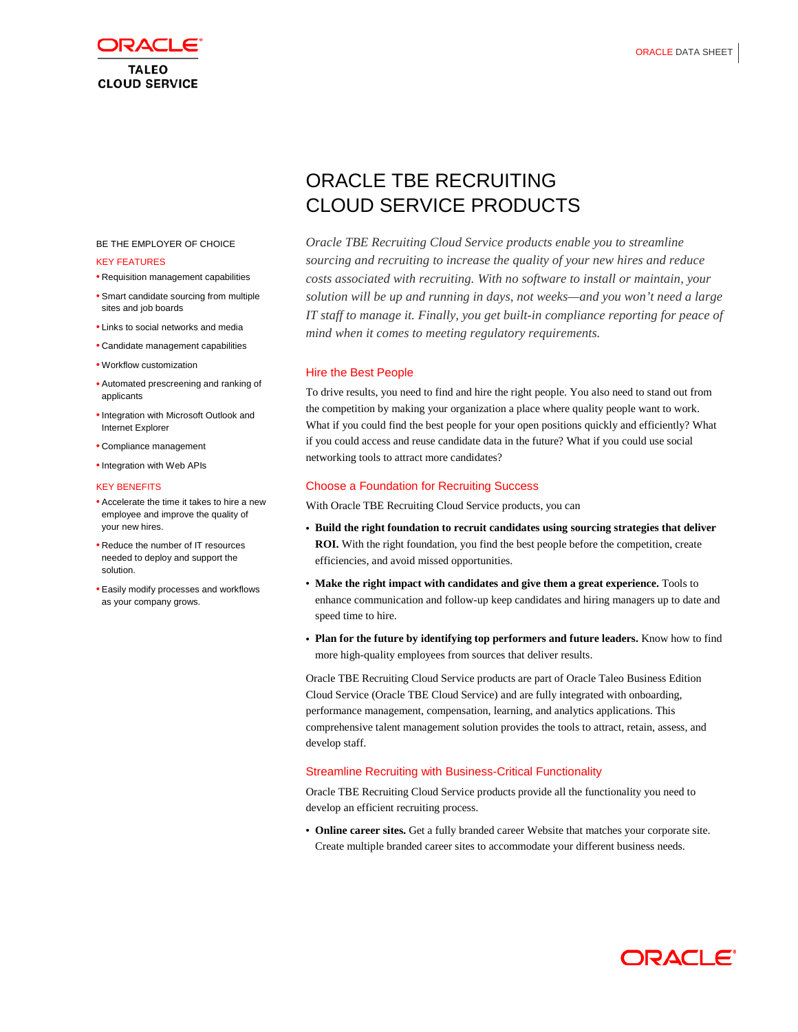# ORACLE TBE RECRUITING CLOUD SERVICE PRODUCTS

BE THE EMPLOYER OF CHOICE

KEY FEATURES

- Requisition management capabilities
- Smart candidate sourcing from multiple sites and job boards
- Links to social networks and media
- Candidate management capabilities
- Workflow customization
- Automated prescreening and ranking of applicants
- Integration with Microsoft Outlook and Internet Explorer
- Compliance management
- Integration with Web APIs

KEY BENEFITS

- Accelerate the time it takes to hire a new employee and improve the quality of your new hires.
- Reduce the number of IT resources needed to deploy and support the solution.
- Easily modify processes and workflows as your company grows.

*Oracle TBE Recruiting Cloud Service products enable you to streamline sourcing and recruiting to increase the quality of your new hires and reduce costs associated with recruiting. With no software to install or maintain, your solution will be up and running in days, not weeks—and you won't need a large IT staff to manage it. Finally, you get built-in compliance reporting for peace of mind when it comes to meeting regulatory requirements.*

## Hire the Best People

To drive results, you need to find and hire the right people. You also need to stand out from the competition by making your organization a place where quality people want to work. What if you could find the best people for your open positions quickly and efficiently? What if you could access and reuse candidate data in the future? What if you could use social networking tools to attract more candidates?

## Choose a Foundation for Recruiting Success

With Oracle TBE Recruiting Cloud Service products, you can

- **Build the right foundation to recruit candidates using sourcing strategies that deliver ROI.** With the right foundation, you find the best people before the competition, create efficiencies, and avoid missed opportunities.
- **Make the right impact with candidates and give them a great experience.** Tools to enhance communication and follow-up keep candidates and hiring managers up to date and speed time to hire.
- **Plan for the future by identifying top performers and future leaders.** Know how to find more high-quality employees from sources that deliver results.

Oracle TBE Recruiting Cloud Service products are part of Oracle Taleo Business Edition Cloud Service (Oracle TBE Cloud Service) and are fully integrated with onboarding, performance management, compensation, learning, and analytics applications. This comprehensive talent management solution provides the tools to attract, retain, assess, and develop staff.

## Streamline Recruiting with Business-Critical Functionality

Oracle TBE Recruiting Cloud Service products provide all the functionality you need to develop an efficient recruiting process.

- **Online career sites.** Get a fully branded career Website that matches your corporate site. Create multiple branded career sites to accommodate your different business needs.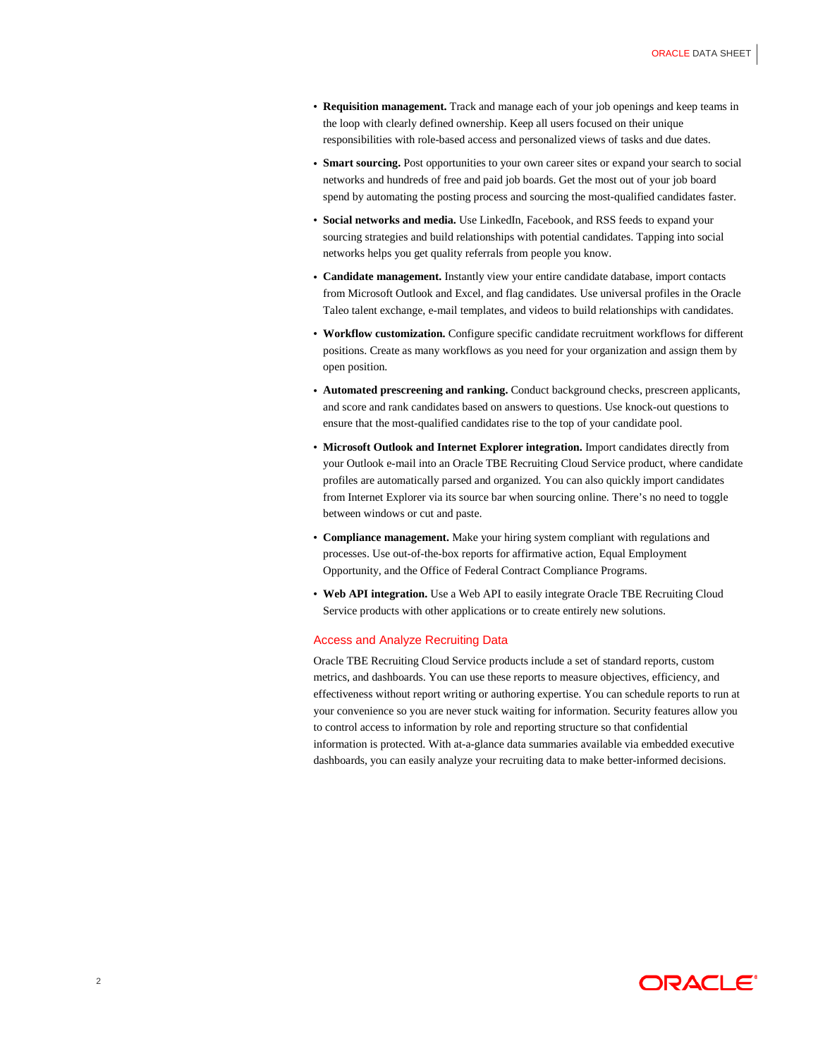- **Requisition management.** Track and manage each of your job openings and keep teams in the loop with clearly defined ownership. Keep all users focused on their unique responsibilities with role-based access and personalized views of tasks and due dates.
- **Smart sourcing.** Post opportunities to your own career sites or expand your search to social networks and hundreds of free and paid job boards. Get the most out of your job board spend by automating the posting process and sourcing the most-qualified candidates faster.
- **Social networks and media.** Use LinkedIn, Facebook, and RSS feeds to expand your sourcing strategies and build relationships with potential candidates. Tapping into social networks helps you get quality referrals from people you know.
- **Candidate management.** Instantly view your entire candidate database, import contacts from Microsoft Outlook and Excel, and flag candidates. Use universal profiles in the Oracle Taleo talent exchange, e-mail templates, and videos to build relationships with candidates.
- **Workflow customization.** Configure specific candidate recruitment workflows for different positions. Create as many workflows as you need for your organization and assign them by open position.
- **Automated prescreening and ranking.** Conduct background checks, prescreen applicants, and score and rank candidates based on answers to questions. Use knock-out questions to ensure that the most-qualified candidates rise to the top of your candidate pool.
- **Microsoft Outlook and Internet Explorer integration.** Import candidates directly from your Outlook e-mail into an Oracle TBE Recruiting Cloud Service product, where candidate profiles are automatically parsed and organized. You can also quickly import candidates from Internet Explorer via its source bar when sourcing online. There's no need to toggle between windows or cut and paste.
- **Compliance management.** Make your hiring system compliant with regulations and processes. Use out-of-the-box reports for affirmative action, Equal Employment Opportunity, and the Office of Federal Contract Compliance Programs.
- **Web API integration.** Use a Web API to easily integrate Oracle TBE Recruiting Cloud Service products with other applications or to create entirely new solutions.

## Access and Analyze Recruiting Data

Oracle TBE Recruiting Cloud Service products include a set of standard reports, custom metrics, and dashboards. You can use these reports to measure objectives, efficiency, and effectiveness without report writing or authoring expertise. You can schedule reports to run at your convenience so you are never stuck waiting for information. Security features allow you to control access to information by role and reporting structure so that confidential information is protected. With at-a-glance data summaries available via embedded executive dashboards, you can easily analyze your recruiting data to make better-informed decisions.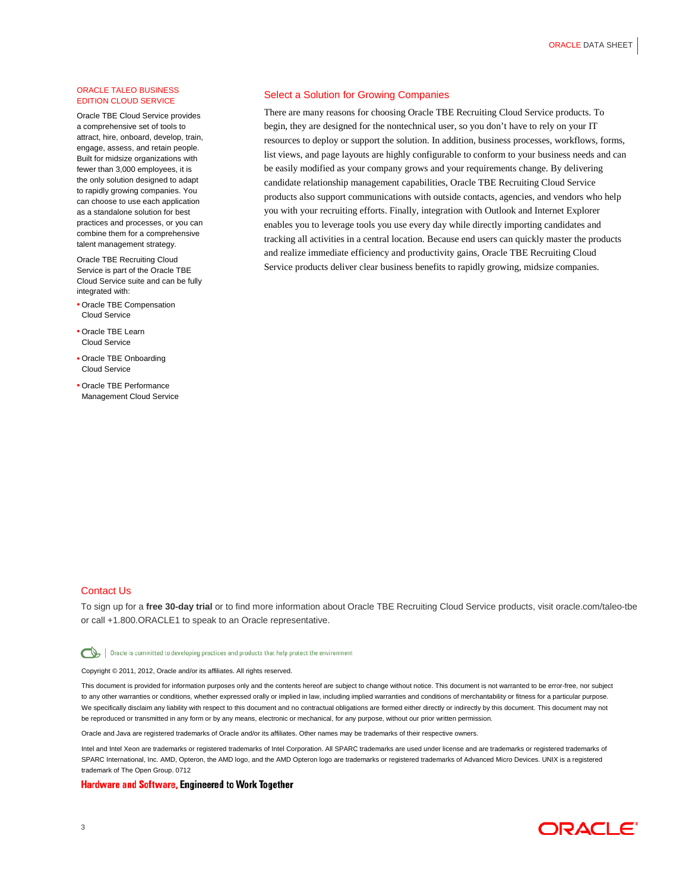## ORACLE TALEO BUSINESS EDITION CLOUD SERVICE

Oracle TBE Cloud Service provides a comprehensive set of tools to attract, hire, onboard, develop, train, engage, assess, and retain people. Built for midsize organizations with fewer than 3,000 employees, it is the only solution designed to adapt to rapidly growing companies. You can choose to use each application as a standalone solution for best practices and processes, or you can combine them for a comprehensive talent management strategy.

Oracle TBE Recruiting Cloud Service is part of the Oracle TBE Cloud Service suite and can be fully integrated with:

- Oracle TBE Compensation Cloud Service
- Oracle TBE Learn Cloud Service
- Oracle TBE Onboarding Cloud Service
- Oracle TBE Performance Management Cloud Service

## Select a Solution for Growing Companies

There are many reasons for choosing Oracle TBE Recruiting Cloud Service products. To begin, they are designed for the nontechnical user, so you don't have to rely on your IT resources to deploy or support the solution. In addition, business processes, workflows, forms, list views, and page layouts are highly configurable to conform to your business needs and can be easily modified as your company grows and your requirements change. By delivering candidate relationship management capabilities, Oracle TBE Recruiting Cloud Service products also support communications with outside contacts, agencies, and vendors who help you with your recruiting efforts. Finally, integration with Outlook and Internet Explorer enables you to leverage tools you use every day while directly importing candidates and tracking all activities in a central location. Because end users can quickly master the products and realize immediate efficiency and productivity gains, Oracle TBE Recruiting Cloud Service products deliver clear business benefits to rapidly growing, midsize companies.

## Contact Us

To sign up for a **free 30-day trial** or to find more information about Oracle TBE Recruiting Cloud Service products, visit oracle.com/taleo-tbe or call +1.800.ORACLE1 to speak to an Oracle representative.

Oracle is committed to developing practices and products that help protect the environment

Copyright © 2011, 2012, Oracle and/or its affiliates. All rights reserved.

This document is provided for information purposes only and the contents hereof are subject to change without notice. This document is not warranted to be error-free, nor subject to any other warranties or conditions, whether expressed orally or implied in law, including implied warranties and conditions of merchantability or fitness for a particular purpose. We specifically disclaim any liability with respect to this document and no contractual obligations are formed either directly or indirectly by this document. This document may not be reproduced or transmitted in any form or by any means, electronic or mechanical, for any purpose, without our prior written permission.

Oracle and Java are registered trademarks of Oracle and/or its affiliates. Other names may be trademarks of their respective owners.

Intel and Intel Xeon are trademarks or registered trademarks of Intel Corporation. All SPARC trademarks are used under license and are trademarks or registered trademarks of SPARC International, Inc. AMD, Opteron, the AMD logo, and the AMD Opteron logo are trademarks or registered trademarks of Advanced Micro Devices. UNIX is a registered trademark of The Open Group. 0712

**Hardware and Software, Engineered to Work Together**